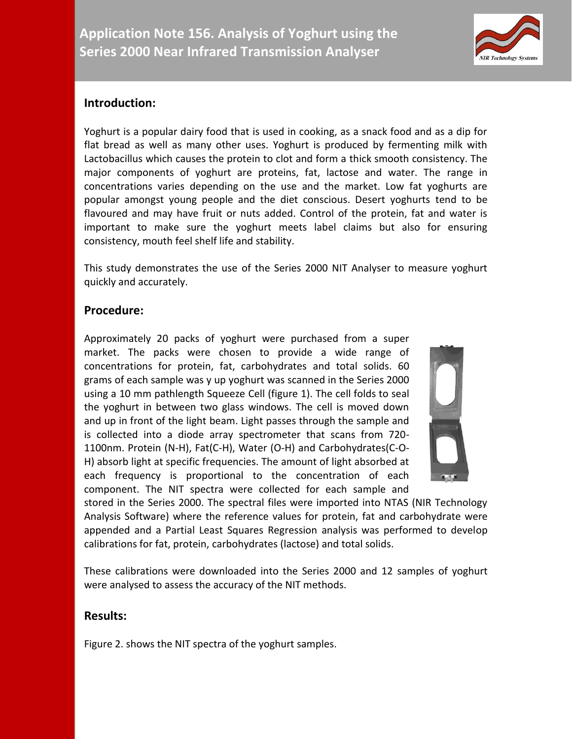# Application Note 156. Analysis of Yoghurt using the Series 2000 Near Infrared Transmission Analyser

## Introduction:

Yoghurt is a popular dairy food that is used in cooking, as a snack food and as a dip for flat bread as well as many other uses. Yoghurt is produced by fermenting milk with Lactobacillus which causes the protein to clot and form a thick smooth consistency. The major components of yoghurt are proteins, fat, lactose and water. The range in concentrations varies depending on the use and the market. Low fat yoghurts are popular amongst young people and the diet conscious. Desert yoghurts tend to be flavoured and may have fruit or nuts added. Control of the protein, fat and water is important to make sure the yoghurt meets label claims but also for ensuring consistency, mouth feel shelf life and stability.

This study demonstrates the use of the Series 2000 NIT Analyser to measure yoghurt quickly and accurately.

## Procedure:

Approximately 20 packs of yoghurt were purchased from a super market. The packs were chosen to provide a wide range of concentrations for protein, fat, carbohydrates and total solids. 60 grams of each sample was y up yoghurt was scanned in the Series 2000 using a 10 mm pathlength Squeeze Cell (figure 1). The cell folds to seal the yoghurt in between two glass windows. The cell is moved down and up in front of the light beam. Light passes through the sample and is collected into a diode array spectrometer that scans from 720-1100nm. Protein (N-H), Fat(C-H), Water (O-H) and Carbohydrates(C-O-H) absorb light at specific frequencies. The amount of light absorbed at each frequency is proportional to the concentration of each component. The NIT spectra were collected for each sample and stored in the Series 2000. The spectral files were imported into NTAS (NIR Technology Analysis Software) where the reference values for protein, fat and carbohydrate were appended and a Partial Least Squares Regression analysis was performed to develop calibrations for fat, protein, carbohydrates (lactose) and total solids.

These calibrations were downloaded into the Series 2000 and 12 samples of yoghurt were analysed to assess the accuracy of the NIT methods.

## Results:

Figure 2. shows the NIT spectra of the yoghurt samples.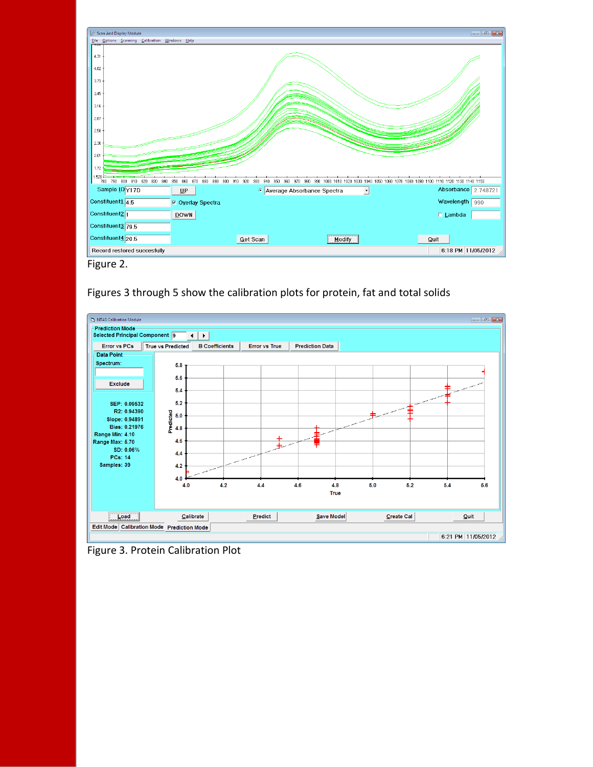Figure 2.

Figures 3 through 5 show the calibration plots for protein, fat and total solids

Figure 3. Protein Calibration Plot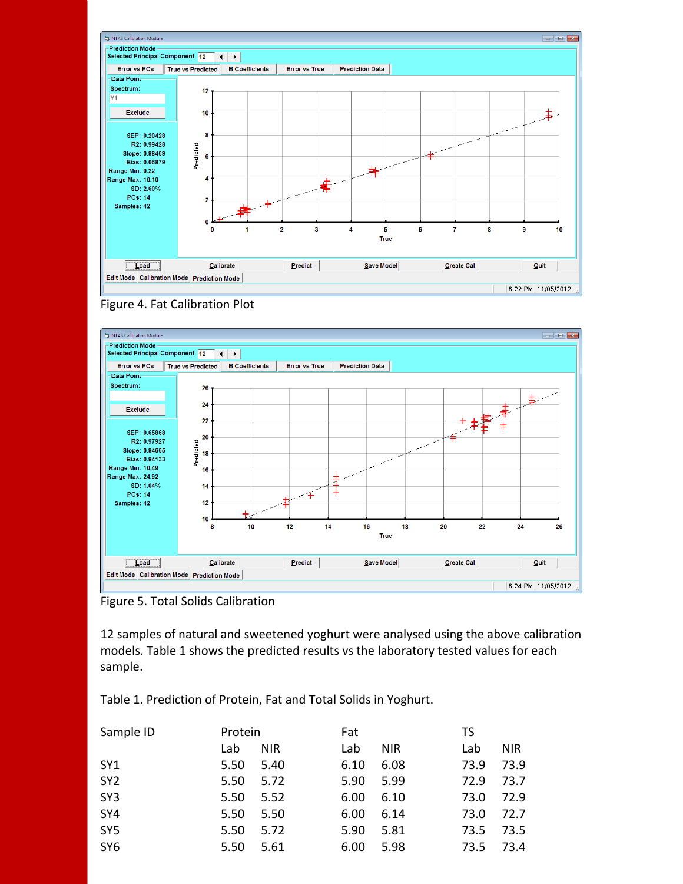Figure 4. Fat Calibration Plot

Figure 5. Total Solids Calibration

12 samples of natural and sweetened yoghurt were analysed using the above calibration models. Table 1 shows the predicted results vs the laboratory tested values for each sample.

Table 1. Prediction of Protein, Fat and Total Solids in Yoghurt.

| Sample ID | Protein | | Fat | | TS | |
|---|---|---|---|---|---|---|
| | Lab | NIR | Lab | NIR | Lab | NIR |
| SY1 | 5.50 | 5.40 | 6.10 | 6.08 | 73.9 | 73.9 |
| SY2 | 5.50 | 5.72 | 5.90 | 5.99 | 72.9 | 73.7 |
| SY3 | 5.50 | 5.52 | 6.00 | 6.10 | 73.0 | 72.9 |
| SY4 | 5.50 | 5.50 | 6.00 | 6.14 | 73.0 | 72.7 |
| SY5 | 5.50 | 5.72 | 5.90 | 5.81 | 73.5 | 73.5 |
| SY6 | 5.50 | 5.61 | 6.00 | 5.98 | 73.5 | 73.4 |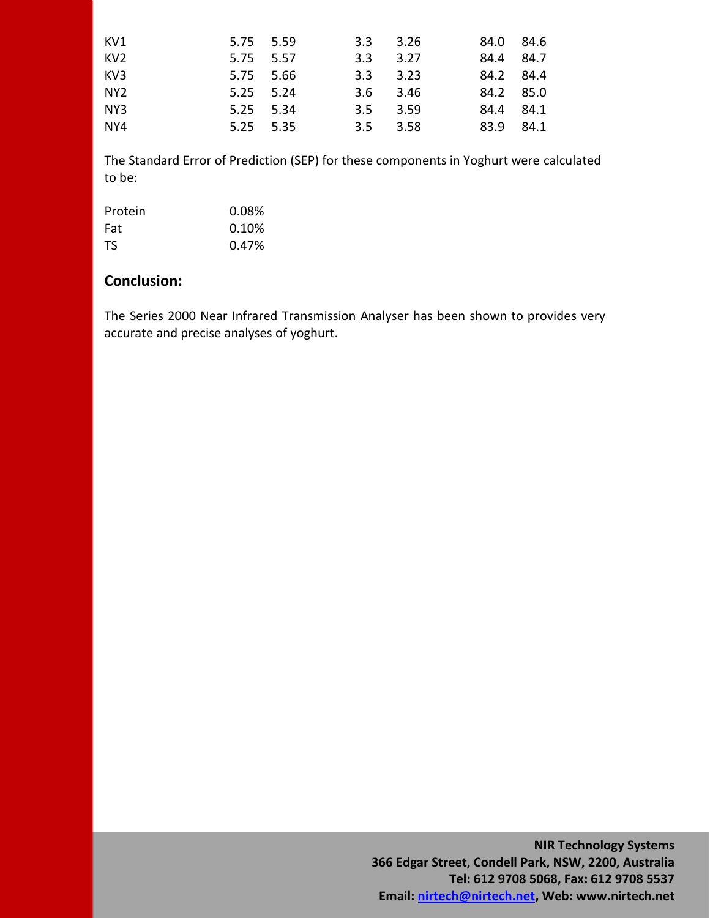| | | | | | | |
|---|---|---|---|---|---|---|
| KV1 | 5.75 | 5.59 | 3.3 | 3.26 | 84.0 | 84.6 |
| KV2 | 5.75 | 5.57 | 3.3 | 3.27 | 84.4 | 84.7 |
| KV3 | 5.75 | 5.66 | 3.3 | 3.23 | 84.2 | 84.4 |
| NY2 | 5.25 | 5.24 | 3.6 | 3.46 | 84.2 | 85.0 |
| NY3 | 5.25 | 5.34 | 3.5 | 3.59 | 84.4 | 84.1 |
| NY4 | 5.25 | 5.35 | 3.5 | 3.58 | 83.9 | 84.1 |

The Standard Error of Prediction (SEP) for these components in Yoghurt were calculated to be:

| | |
|---|---|
| Protein | 0.08% |
| Fat | 0.10% |
| TS | 0.47% |

## Conclusion:

The Series 2000 Near Infrared Transmission Analyser has been shown to provides very accurate and precise analyses of yoghurt.

**NIR Technology Systems**
**366 Edgar Street, Condell Park, NSW, 2200, Australia**
**Tel: 612 9708 5068, Fax: 612 9708 5537**
**Email: nirtech@nirtech.net, Web: www.nirtech.net**